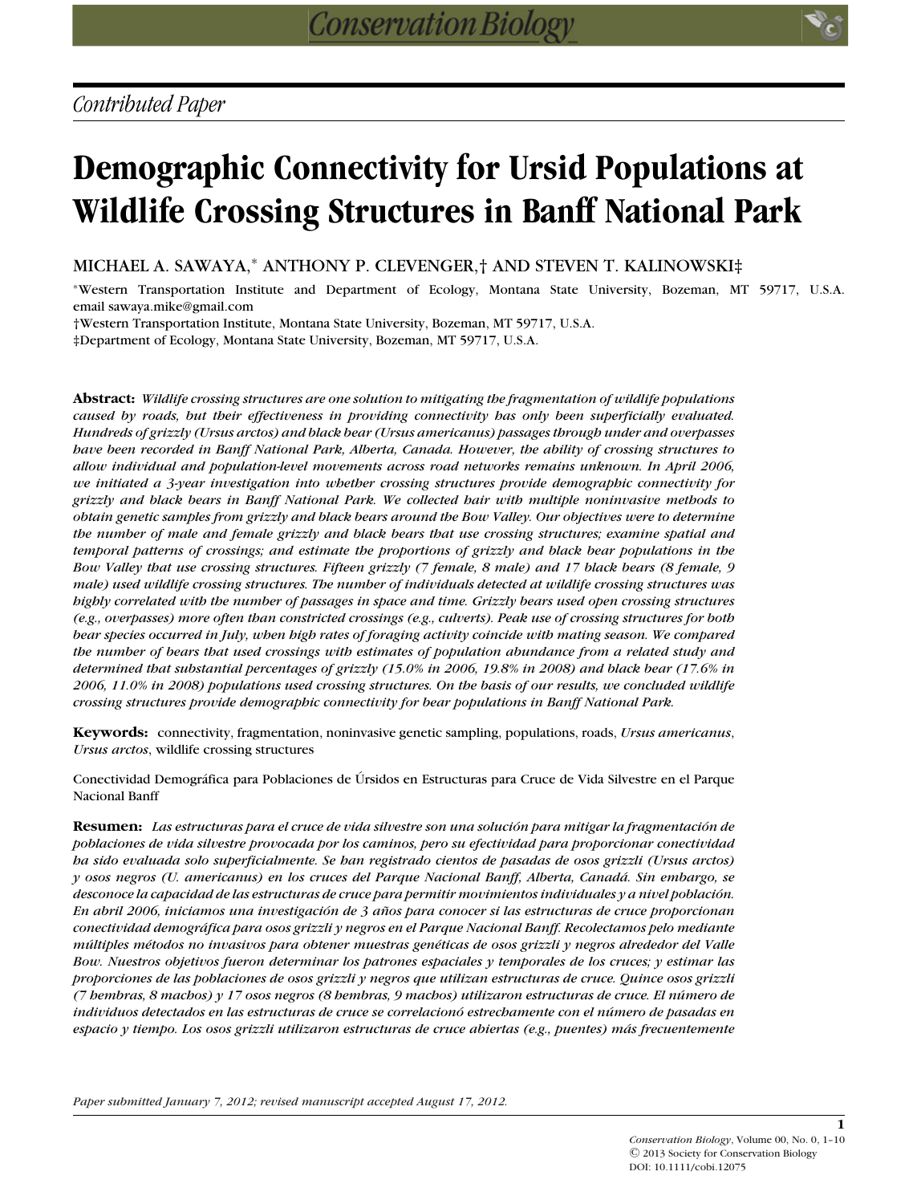*Contributed Paper*

# Demographic Connectivity for Ursid Populations at Wildlife Crossing Structures in Banff National Park

MICHAEL A. SAWAYA,* ANTHONY P. CLEVENGER,† AND STEVEN T. KALINOWSKI‡

*Western Transportation Institute and Department of Ecology, Montana State University, Bozeman, MT 59717, U.S.A. email sawaya.mike@gmail.com

†Western Transportation Institute, Montana State University, Bozeman, MT 59717, U.S.A.

‡Department of Ecology, Montana State University, Bozeman, MT 59717, U.S.A.

**Abstract:** *Wildlife crossing structures are one solution to mitigating the fragmentation of wildlife populations caused by roads, but their effectiveness in providing connectivity has only been superficially evaluated. Hundreds of grizzly (Ursus arctos) and black bear (Ursus americanus) passages through under and overpasses have been recorded in Banff National Park, Alberta, Canada. However, the ability of crossing structures to allow individual and population-level movements across road networks remains unknown. In April 2006, we initiated a 3-year investigation into whether crossing structures provide demographic connectivity for grizzly and black bears in Banff National Park. We collected hair with multiple noninvasive methods to obtain genetic samples from grizzly and black bears around the Bow Valley. Our objectives were to determine the number of male and female grizzly and black bears that use crossing structures; examine spatial and temporal patterns of crossings; and estimate the proportions of grizzly and black bear populations in the Bow Valley that use crossing structures. Fifteen grizzly (7 female, 8 male) and 17 black bears (8 female, 9 male) used wildlife crossing structures. The number of individuals detected at wildlife crossing structures was highly correlated with the number of passages in space and time. Grizzly bears used open crossing structures (e.g., overpasses) more often than constricted crossings (e.g., culverts). Peak use of crossing structures for both bear species occurred in July, when high rates of foraging activity coincide with mating season. We compared the number of bears that used crossings with estimates of population abundance from a related study and determined that substantial percentages of grizzly (15.0% in 2006, 19.8% in 2008) and black bear (17.6% in 2006, 11.0% in 2008) populations used crossing structures. On the basis of our results, we concluded wildlife crossing structures provide demographic connectivity for bear populations in Banff National Park.*

**Keywords:** connectivity, fragmentation, noninvasive genetic sampling, populations, roads, *Ursus americanus*, *Ursus arctos*, wildlife crossing structures

Conectividad Demográfica para Poblaciones de Úrsidos en Estructuras para Cruce de Vida Silvestre en el Parque Nacional Banff

**Resumen:** *Las estructuras para el cruce de vida silvestre son una solución para mitigar la fragmentación de poblaciones de vida silvestre provocada por los caminos, pero su efectividad para proporcionar conectividad ha sido evaluada solo superficialmente. Se han registrado cientos de pasadas de osos grizzli (Ursus arctos) y osos negros (U. americanus) en los cruces del Parque Nacional Banff, Alberta, Canadá. Sin embargo, se desconoce la capacidad de las estructuras de cruce para permitir movimientos individuales y a nivel población. En abril 2006, iniciamos una investigación de 3 años para conocer si las estructuras de cruce proporcionan conectividad demográfica para osos grizzli y negros en el Parque Nacional Banff. Recolectamos pelo mediante múltiples métodos no invasivos para obtener muestras genéticas de osos grizzli y negros alrededor del Valle Bow. Nuestros objetivos fueron determinar los patrones espaciales y temporales de los cruces; y estimar las proporciones de las poblaciones de osos grizzli y negros que utilizan estructuras de cruce. Quince osos grizzli (7 hembras, 8 machos) y 17 osos negros (8 hembras, 9 machos) utilizaron estructuras de cruce. El número de individuos detectados en las estructuras de cruce se correlacionó estrechamente con el número de pasadas en espacio y tiempo. Los osos grizzli utilizaron estructuras de cruce abiertas (e.g., puentes) más frecuentemente*

*Paper submitted January 7, 2012; revised manuscript accepted August 17, 2012.*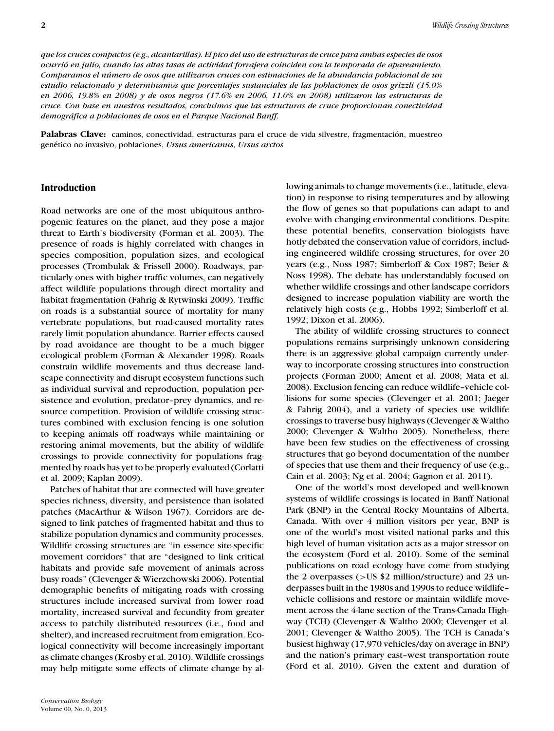*que los cruces compactos (e.g., alcantarillas). El pico del uso de estructuras de cruce para ambas especies de osos ocurrió en julio, cuando las altas tasas de actividad forrajera coinciden con la temporada de apareamiento. Comparamos el número de osos que utilizaron cruces con estimaciones de la abundancia poblacional de un estudio relacionado y determinamos que porcentajes sustanciales de las poblaciones de osos grizzli (15.0% en 2006, 19.8% en 2008) y de osos negros (17.6% en 2006, 11.0% en 2008) utilizaron las estructuras de cruce. Con base en nuestros resultados, concluimos que las estructuras de cruce proporcionan conectividad demográfica a poblaciones de osos en el Parque Nacional Banff.*

**Palabras Clave:** caminos, conectividad, estructuras para el cruce de vida silvestre, fragmentación, muestreo genético no invasivo, poblaciones, *Ursus americanus*, *Ursus arctos*

## Introduction

Road networks are one of the most ubiquitous anthropogenic features on the planet, and they pose a major threat to Earth's biodiversity (Forman et al. 2003). The presence of roads is highly correlated with changes in species composition, population sizes, and ecological processes (Trombulak & Frissell 2000). Roadways, particularly ones with higher traffic volumes, can negatively affect wildlife populations through direct mortality and habitat fragmentation (Fahrig & Rytwinski 2009). Traffic on roads is a substantial source of mortality for many vertebrate populations, but road-caused mortality rates rarely limit population abundance. Barrier effects caused by road avoidance are thought to be a much bigger ecological problem (Forman & Alexander 1998). Roads constrain wildlife movements and thus decrease landscape connectivity and disrupt ecosystem functions such as individual survival and reproduction, population persistence and evolution, predator–prey dynamics, and resource competition. Provision of wildlife crossing structures combined with exclusion fencing is one solution to keeping animals off roadways while maintaining or restoring animal movements, but the ability of wildlife crossings to provide connectivity for populations fragmented by roads has yet to be properly evaluated (Corlatti et al. 2009; Kaplan 2009).

Patches of habitat that are connected will have greater species richness, diversity, and persistence than isolated patches (MacArthur & Wilson 1967). Corridors are designed to link patches of fragmented habitat and thus to stabilize population dynamics and community processes. Wildlife crossing structures are "in essence site-specific movement corridors" that are "designed to link critical habitats and provide safe movement of animals across busy roads" (Clevenger & Wierzchowski 2006). Potential demographic benefits of mitigating roads with crossing structures include increased survival from lower road mortality, increased survival and fecundity from greater access to patchily distributed resources (i.e., food and shelter), and increased recruitment from emigration. Ecological connectivity will become increasingly important as climate changes (Krosby et al. 2010). Wildlife crossings may help mitigate some effects of climate change by allowing animals to change movements (i.e., latitude, elevation) in response to rising temperatures and by allowing the flow of genes so that populations can adapt to and evolve with changing environmental conditions. Despite these potential benefits, conservation biologists have hotly debated the conservation value of corridors, including engineered wildlife crossing structures, for over 20 years (e.g., Noss 1987; Simberloff & Cox 1987; Beier & Noss 1998). The debate has understandably focused on whether wildlife crossings and other landscape corridors designed to increase population viability are worth the relatively high costs (e.g., Hobbs 1992; Simberloff et al. 1992; Dixon et al. 2006).

The ability of wildlife crossing structures to connect populations remains surprisingly unknown considering there is an aggressive global campaign currently underway to incorporate crossing structures into construction projects (Forman 2000; Ament et al. 2008; Mata et al. 2008). Exclusion fencing can reduce wildlife–vehicle collisions for some species (Clevenger et al. 2001; Jaeger & Fahrig 2004), and a variety of species use wildlife crossings to traverse busy highways (Clevenger & Waltho 2000; Clevenger & Waltho 2005). Nonetheless, there have been few studies on the effectiveness of crossing structures that go beyond documentation of the number of species that use them and their frequency of use (e.g., Cain et al. 2003; Ng et al. 2004; Gagnon et al. 2011).

One of the world's most developed and well-known systems of wildlife crossings is located in Banff National Park (BNP) in the Central Rocky Mountains of Alberta, Canada. With over 4 million visitors per year, BNP is one of the world's most visited national parks and this high level of human visitation acts as a major stressor on the ecosystem (Ford et al. 2010). Some of the seminal publications on road ecology have come from studying the 2 overpasses (>US $2 million/structure) and 23 underpasses built in the 1980s and 1990s to reduce wildlife–vehicle collisions and restore or maintain wildlife movement across the 4-lane section of the Trans-Canada Highway (TCH) (Clevenger & Waltho 2000; Clevenger et al. 2001; Clevenger & Waltho 2005). The TCH is Canada's busiest highway (17,970 vehicles/day on average in BNP) and the nation's primary east–west transportation route (Ford et al. 2010). Given the extent and duration of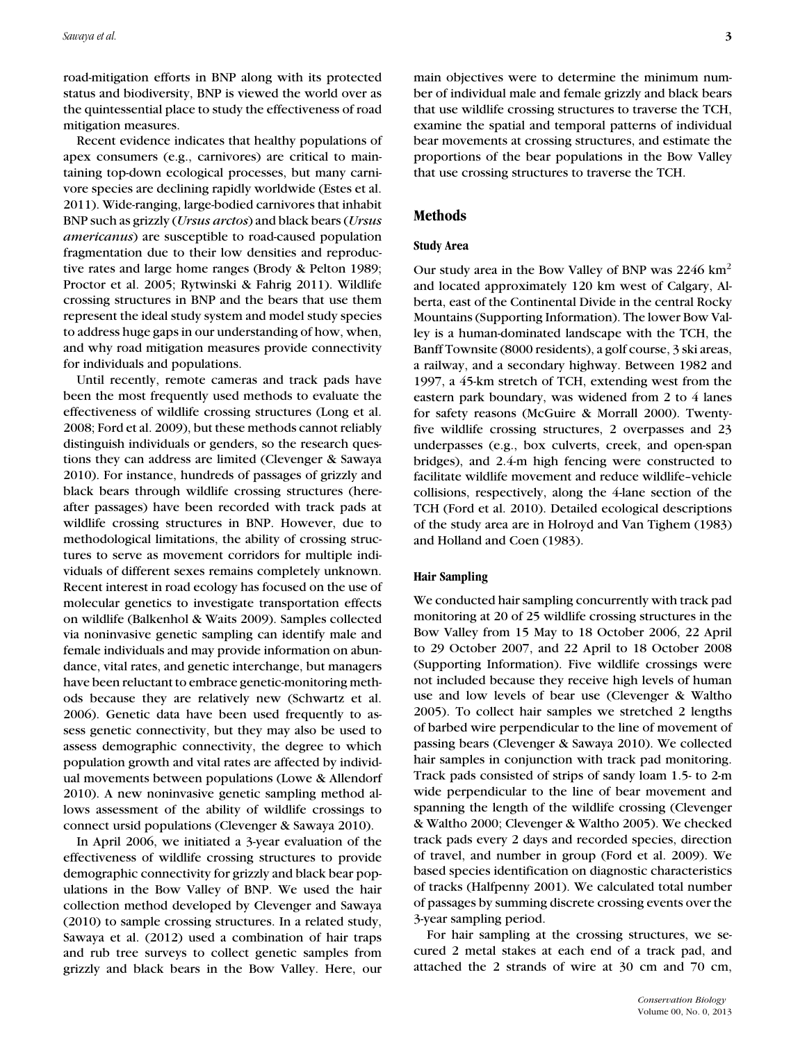road-mitigation efforts in BNP along with its protected status and biodiversity, BNP is viewed the world over as the quintessential place to study the effectiveness of road mitigation measures.

Recent evidence indicates that healthy populations of apex consumers (e.g., carnivores) are critical to maintaining top-down ecological processes, but many carnivore species are declining rapidly worldwide (Estes et al. 2011). Wide-ranging, large-bodied carnivores that inhabit BNP such as grizzly (*Ursus arctos*) and black bears (*Ursus americanus*) are susceptible to road-caused population fragmentation due to their low densities and reproductive rates and large home ranges (Brody & Pelton 1989; Proctor et al. 2005; Rytwinski & Fahrig 2011). Wildlife crossing structures in BNP and the bears that use them represent the ideal study system and model study species to address huge gaps in our understanding of how, when, and why road mitigation measures provide connectivity for individuals and populations.

Until recently, remote cameras and track pads have been the most frequently used methods to evaluate the effectiveness of wildlife crossing structures (Long et al. 2008; Ford et al. 2009), but these methods cannot reliably distinguish individuals or genders, so the research questions they can address are limited (Clevenger & Sawaya 2010). For instance, hundreds of passages of grizzly and black bears through wildlife crossing structures (hereafter passages) have been recorded with track pads at wildlife crossing structures in BNP. However, due to methodological limitations, the ability of crossing structures to serve as movement corridors for multiple individuals of different sexes remains completely unknown. Recent interest in road ecology has focused on the use of molecular genetics to investigate transportation effects on wildlife (Balkenhol & Waits 2009). Samples collected via noninvasive genetic sampling can identify male and female individuals and may provide information on abundance, vital rates, and genetic interchange, but managers have been reluctant to embrace genetic-monitoring methods because they are relatively new (Schwartz et al. 2006). Genetic data have been used frequently to assess genetic connectivity, but they may also be used to assess demographic connectivity, the degree to which population growth and vital rates are affected by individual movements between populations (Lowe & Allendorf 2010). A new noninvasive genetic sampling method allows assessment of the ability of wildlife crossings to connect ursid populations (Clevenger & Sawaya 2010).

In April 2006, we initiated a 3-year evaluation of the effectiveness of wildlife crossing structures to provide demographic connectivity for grizzly and black bear populations in the Bow Valley of BNP. We used the hair collection method developed by Clevenger and Sawaya (2010) to sample crossing structures. In a related study, Sawaya et al. (2012) used a combination of hair traps and rub tree surveys to collect genetic samples from grizzly and black bears in the Bow Valley. Here, our main objectives were to determine the minimum number of individual male and female grizzly and black bears that use wildlife crossing structures to traverse the TCH, examine the spatial and temporal patterns of individual bear movements at crossing structures, and estimate the proportions of the bear populations in the Bow Valley that use crossing structures to traverse the TCH.

## Methods

### Study Area

Our study area in the Bow Valley of BNP was 2246 km$^2$ and located approximately 120 km west of Calgary, Alberta, east of the Continental Divide in the central Rocky Mountains (Supporting Information). The lower Bow Valley is a human-dominated landscape with the TCH, the Banff Townsite (8000 residents), a golf course, 3 ski areas, a railway, and a secondary highway. Between 1982 and 1997, a 45-km stretch of TCH, extending west from the eastern park boundary, was widened from 2 to 4 lanes for safety reasons (McGuire & Morrall 2000). Twenty-five wildlife crossing structures, 2 overpasses and 23 underpasses (e.g., box culverts, creek, and open-span bridges), and 2.4-m high fencing were constructed to facilitate wildlife movement and reduce wildlife–vehicle collisions, respectively, along the 4-lane section of the TCH (Ford et al. 2010). Detailed ecological descriptions of the study area are in Holroyd and Van Tighem (1983) and Holland and Coen (1983).

### Hair Sampling

We conducted hair sampling concurrently with track pad monitoring at 20 of 25 wildlife crossing structures in the Bow Valley from 15 May to 18 October 2006, 22 April to 29 October 2007, and 22 April to 18 October 2008 (Supporting Information). Five wildlife crossings were not included because they receive high levels of human use and low levels of bear use (Clevenger & Waltho 2005). To collect hair samples we stretched 2 lengths of barbed wire perpendicular to the line of movement of passing bears (Clevenger & Sawaya 2010). We collected hair samples in conjunction with track pad monitoring. Track pads consisted of strips of sandy loam 1.5- to 2-m wide perpendicular to the line of bear movement and spanning the length of the wildlife crossing (Clevenger & Waltho 2000; Clevenger & Waltho 2005). We checked track pads every 2 days and recorded species, direction of travel, and number in group (Ford et al. 2009). We based species identification on diagnostic characteristics of tracks (Halfpenny 2001). We calculated total number of passages by summing discrete crossing events over the 3-year sampling period.

For hair sampling at the crossing structures, we secured 2 metal stakes at each end of a track pad, and attached the 2 strands of wire at 30 cm and 70 cm,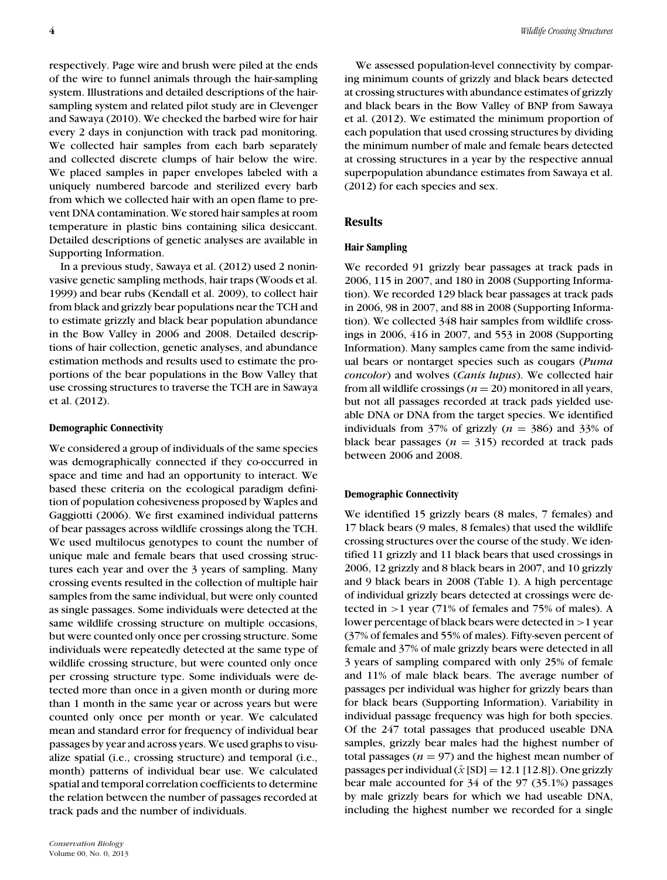respectively. Page wire and brush were piled at the ends of the wire to funnel animals through the hair-sampling system. Illustrations and detailed descriptions of the hair-sampling system and related pilot study are in Clevenger and Sawaya (2010). We checked the barbed wire for hair every 2 days in conjunction with track pad monitoring. We collected hair samples from each barb separately and collected discrete clumps of hair below the wire. We placed samples in paper envelopes labeled with a uniquely numbered barcode and sterilized every barb from which we collected hair with an open flame to prevent DNA contamination. We stored hair samples at room temperature in plastic bins containing silica desiccant. Detailed descriptions of genetic analyses are available in Supporting Information.

In a previous study, Sawaya et al. (2012) used 2 noninvasive genetic sampling methods, hair traps (Woods et al. 1999) and bear rubs (Kendall et al. 2009), to collect hair from black and grizzly bear populations near the TCH and to estimate grizzly and black bear population abundance in the Bow Valley in 2006 and 2008. Detailed descriptions of hair collection, genetic analyses, and abundance estimation methods and results used to estimate the proportions of the bear populations in the Bow Valley that use crossing structures to traverse the TCH are in Sawaya et al. (2012).

### Demographic Connectivity

We considered a group of individuals of the same species was demographically connected if they co-occurred in space and time and had an opportunity to interact. We based these criteria on the ecological paradigm definition of population cohesiveness proposed by Waples and Gaggiotti (2006). We first examined individual patterns of bear passages across wildlife crossings along the TCH. We used multilocus genotypes to count the number of unique male and female bears that used crossing structures each year and over the 3 years of sampling. Many crossing events resulted in the collection of multiple hair samples from the same individual, but were only counted as single passages. Some individuals were detected at the same wildlife crossing structure on multiple occasions, but were counted only once per crossing structure. Some individuals were repeatedly detected at the same type of wildlife crossing structure, but were counted only once per crossing structure type. Some individuals were detected more than once in a given month or during more than 1 month in the same year or across years but were counted only once per month or year. We calculated mean and standard error for frequency of individual bear passages by year and across years. We used graphs to visualize spatial (i.e., crossing structure) and temporal (i.e., month) patterns of individual bear use. We calculated spatial and temporal correlation coefficients to determine the relation between the number of passages recorded at track pads and the number of individuals.

We assessed population-level connectivity by comparing minimum counts of grizzly and black bears detected at crossing structures with abundance estimates of grizzly and black bears in the Bow Valley of BNP from Sawaya et al. (2012). We estimated the minimum proportion of each population that used crossing structures by dividing the minimum number of male and female bears detected at crossing structures in a year by the respective annual superpopulation abundance estimates from Sawaya et al. (2012) for each species and sex.

## Results

### Hair Sampling

We recorded 91 grizzly bear passages at track pads in 2006, 115 in 2007, and 180 in 2008 (Supporting Information). We recorded 129 black bear passages at track pads in 2006, 98 in 2007, and 88 in 2008 (Supporting Information). We collected 348 hair samples from wildlife crossings in 2006, 416 in 2007, and 553 in 2008 (Supporting Information). Many samples came from the same individual bears or nontarget species such as cougars (*Puma concolor*) and wolves (*Canis lupus*). We collected hair from all wildlife crossings ($n = 20$) monitored in all years, but not all passages recorded at track pads yielded useable DNA or DNA from the target species. We identified individuals from 37% of grizzly ($n = 386$) and 33% of black bear passages ($n = 315$) recorded at track pads between 2006 and 2008.

### Demographic Connectivity

We identified 15 grizzly bears (8 males, 7 females) and 17 black bears (9 males, 8 females) that used the wildlife crossing structures over the course of the study. We identified 11 grizzly and 11 black bears that used crossings in 2006, 12 grizzly and 8 black bears in 2007, and 10 grizzly and 9 black bears in 2008 (Table 1). A high percentage of individual grizzly bears detected at crossings were detected in >1 year (71% of females and 75% of males). A lower percentage of black bears were detected in >1 year (37% of females and 55% of males). Fifty-seven percent of female and 37% of male grizzly bears were detected in all 3 years of sampling compared with only 25% of female and 11% of male black bears. The average number of passages per individual was higher for grizzly bears than for black bears (Supporting Information). Variability in individual passage frequency was high for both species. Of the 247 total passages that produced useable DNA samples, grizzly bear males had the highest number of total passages ($n = 97$) and the highest mean number of passages per individual ($\bar{x}$ [SD] = 12.1 [12.8]). One grizzly bear male accounted for 34 of the 97 (35.1%) passages by male grizzly bears for which we had useable DNA, including the highest number we recorded for a single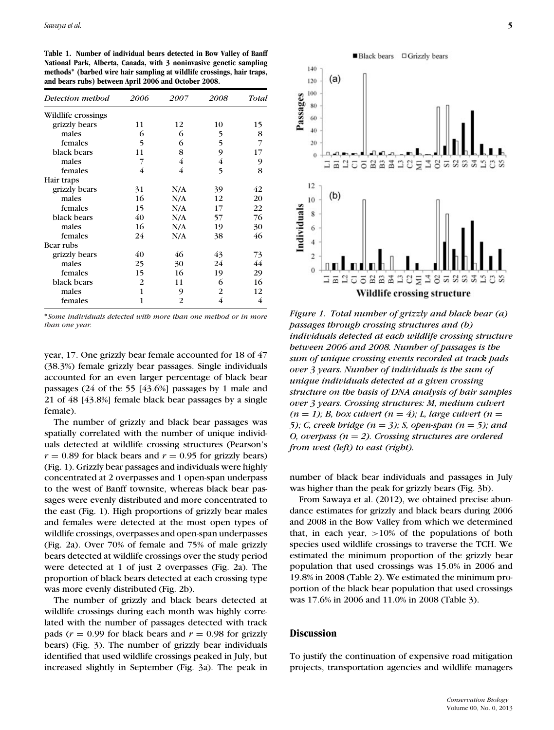**Table 1. Number of individual bears detected in Bow Valley of Banff National Park, Alberta, Canada, with 3 noninvasive genetic sampling methods* (barbed wire hair sampling at wildlife crossings, hair traps, and bears rubs) between April 2006 and October 2008.**

| Detection method | 2006 | 2007 | 2008 | Total |
|---|---|---|---|---|
| Wildlife crossings | | | | |
| grizzly bears | 11 | 12 | 10 | 15 |
| males | 6 | 6 | 5 | 8 |
| females | 5 | 6 | 5 | 7 |
| black bears | 11 | 8 | 9 | 17 |
| males | 7 | 4 | 4 | 9 |
| females | 4 | 4 | 5 | 8 |
| Hair traps | | | | |
| grizzly bears | 31 | N/A | 39 | 42 |
| males | 16 | N/A | 12 | 20 |
| females | 15 | N/A | 17 | 22 |
| black bears | 40 | N/A | 57 | 76 |
| males | 16 | N/A | 19 | 30 |
| females | 24 | N/A | 38 | 46 |
| Bear rubs | | | | |
| grizzly bears | 40 | 46 | 43 | 73 |
| males | 25 | 30 | 24 | 44 |
| females | 15 | 16 | 19 | 29 |
| black bears | 2 | 11 | 6 | 16 |
| males | 1 | 9 | 2 | 12 |
| females | 1 | 2 | 4 | 4 |

**Some individuals detected with more than one method or in more than one year.*

year, 17. One grizzly bear female accounted for 18 of 47 (38.3%) female grizzly bear passages. Single individuals accounted for an even larger percentage of black bear passages (24 of the 55 [43.6%] passages by 1 male and 21 of 48 [43.8%] female black bear passages by a single female).

The number of grizzly and black bear passages was spatially correlated with the number of unique individuals detected at wildlife crossing structures (Pearson's $r = 0.89$ for black bears and $r = 0.95$ for grizzly bears) (Fig. 1). Grizzly bear passages and individuals were highly concentrated at 2 overpasses and 1 open-span underpass to the west of Banff townsite, whereas black bear passages were evenly distributed and more concentrated to the east (Fig. 1). High proportions of grizzly bear males and females were detected at the most open types of wildlife crossings, overpasses and open-span underpasses (Fig. 2a). Over 70% of female and 75% of male grizzly bears detected at wildlife crossings over the study period were detected at 1 of just 2 overpasses (Fig. 2a). The proportion of black bears detected at each crossing type was more evenly distributed (Fig. 2b).

The number of grizzly and black bears detected at wildlife crossings during each month was highly correlated with the number of passages detected with track pads ($r = 0.99$ for black bears and $r = 0.98$ for grizzly bears) (Fig. 3). The number of grizzly bear individuals identified that used wildlife crossings peaked in July, but increased slightly in September (Fig. 3a). The peak in number of black bear individuals and passages in July was higher than the peak for grizzly bears (Fig. 3b).

*Figure 1. Total number of grizzly and black bear (a) passages through crossing structures and (b) individuals detected at each wildlife crossing structure between 2006 and 2008. Number of passages is the sum of unique crossing events recorded at track pads over 3 years. Number of individuals is the sum of unique individuals detected at a given crossing structure on the basis of DNA analysis of hair samples over 3 years. Crossing structures: M, medium culvert ($n = 1$); B, box culvert ($n = 4$); L, large culvert ($n = 5$); C, creek bridge ($n = 3$); S, open-span ($n = 5$); and O, overpass ($n = 2$). Crossing structures are ordered from west (left) to east (right).*

From Sawaya et al. (2012), we obtained precise abundance estimates for grizzly and black bears during 2006 and 2008 in the Bow Valley from which we determined that, in each year, >10% of the populations of both species used wildlife crossings to traverse the TCH. We estimated the minimum proportion of the grizzly bear population that used crossings was 15.0% in 2006 and 19.8% in 2008 (Table 2). We estimated the minimum proportion of the black bear population that used crossings was 17.6% in 2006 and 11.0% in 2008 (Table 3).

## Discussion

To justify the continuation of expensive road mitigation projects, transportation agencies and wildlife managers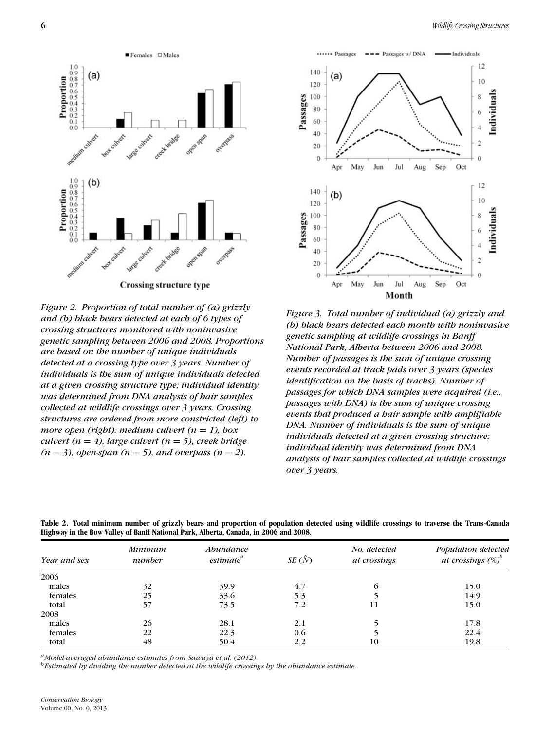*Figure 2. Proportion of total number of (a) grizzly and (b) black bears detected at each of 6 types of crossing structures monitored with noninvasive genetic sampling between 2006 and 2008. Proportions are based on the number of unique individuals detected at a crossing type over 3 years. Number of individuals is the sum of unique individuals detected at a given crossing structure type; individual identity was determined from DNA analysis of hair samples collected at wildlife crossings over 3 years. Crossing structures are ordered from more constricted (left) to more open (right): medium culvert (n = 1), box culvert (n = 4), large culvert (n = 5), creek bridge (n = 3), open-span (n = 5), and overpass (n = 2).*

*Figure 3. Total number of individual (a) grizzly and (b) black bears detected each month with noninvasive genetic sampling at wildlife crossings in Banff National Park, Alberta between 2006 and 2008. Number of passages is the sum of unique crossing events recorded at track pads over 3 years (species identification on the basis of tracks). Number of passages for which DNA samples were acquired (i.e., passages with DNA) is the sum of unique crossing events that produced a hair sample with amplifiable DNA. Number of individuals is the sum of unique individuals detected at a given crossing structure; individual identity was determined from DNA analysis of hair samples collected at wildlife crossings over 3 years.*

**Table 2. Total minimum number of grizzly bears and proportion of population detected using wildlife crossings to traverse the Trans-Canada Highway in the Bow Valley of Banff National Park, Alberta, Canada, in 2006 and 2008.**

| Year and sex | Minimum number | Abundance estimate[a] | SE ($\hat{N}$) | No. detected at crossings | Population detected at crossings (%)[b] |
|---|---|---|---|---|---|
| 2006 | | | | | |
| males | 32 | 39.9 | 4.7 | 6 | 15.0 |
| females | 25 | 33.6 | 5.3 | 5 | 14.9 |
| total | 57 | 73.5 | 7.2 | 11 | 15.0 |
| 2008 | | | | | |
| males | 26 | 28.1 | 2.1 | 5 | 17.8 |
| females | 22 | 22.3 | 0.6 | 5 | 22.4 |
| total | 48 | 50.4 | 2.2 | 10 | 19.8 |

[a]*Model-averaged abundance estimates from Sawaya et al. (2012).*
[b]*Estimated by dividing the number detected at the wildlife crossings by the abundance estimate.*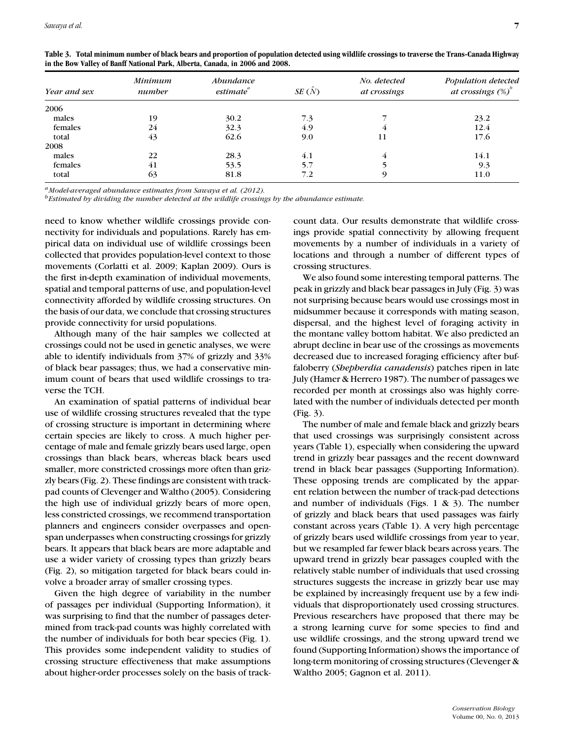**Table 3. Total minimum number of black bears and proportion of population detected using wildlife crossings to traverse the Trans-Canada Highway in the Bow Valley of Banff National Park, Alberta, Canada, in 2006 and 2008.**

| Year and sex | Minimum number | Abundance estimate[a] | $SE(\hat{N})$ | No. detected at crossings | Population detected at crossings (%)[b] |
|---|---|---|---|---|---|
| 2006 | | | | | |
| males | 19 | 30.2 | 7.3 | 7 | 23.2 |
| females | 24 | 32.3 | 4.9 | 4 | 12.4 |
| total | 43 | 62.6 | 9.0 | 11 | 17.6 |
| 2008 | | | | | |
| males | 22 | 28.3 | 4.1 | 4 | 14.1 |
| females | 41 | 53.5 | 5.7 | 5 | 9.3 |
| total | 63 | 81.8 | 7.2 | 9 | 11.0 |

[a] *Model-averaged abundance estimates from Sawaya et al. (2012).*
[b] *Estimated by dividing the number detected at the wildlife crossings by the abundance estimate.*

need to know whether wildlife crossings provide connectivity for individuals and populations. Rarely has empirical data on individual use of wildlife crossings been collected that provides population-level context to those movements (Corlatti et al. 2009; Kaplan 2009). Ours is the first in-depth examination of individual movements, spatial and temporal patterns of use, and population-level connectivity afforded by wildlife crossing structures. On the basis of our data, we conclude that crossing structures provide connectivity for ursid populations.

Although many of the hair samples we collected at crossings could not be used in genetic analyses, we were able to identify individuals from 37% of grizzly and 33% of black bear passages; thus, we had a conservative minimum count of bears that used wildlife crossings to traverse the TCH.

An examination of spatial patterns of individual bear use of wildlife crossing structures revealed that the type of crossing structure is important in determining where certain species are likely to cross. A much higher percentage of male and female grizzly bears used large, open crossings than black bears, whereas black bears used smaller, more constricted crossings more often than grizzly bears (Fig. 2). These findings are consistent with track-pad counts of Clevenger and Waltho (2005). Considering the high use of individual grizzly bears of more open, less constricted crossings, we recommend transportation planners and engineers consider overpasses and open-span underpasses when constructing crossings for grizzly bears. It appears that black bears are more adaptable and use a wider variety of crossing types than grizzly bears (Fig. 2), so mitigation targeted for black bears could involve a broader array of smaller crossing types.

Given the high degree of variability in the number of passages per individual (Supporting Information), it was surprising to find that the number of passages determined from track-pad counts was highly correlated with the number of individuals for both bear species (Fig. 1). This provides some independent validity to studies of crossing structure effectiveness that make assumptions about higher-order processes solely on the basis of track-count data. Our results demonstrate that wildlife crossings provide spatial connectivity by allowing frequent movements by a number of individuals in a variety of locations and through a number of different types of crossing structures.

We also found some interesting temporal patterns. The peak in grizzly and black bear passages in July (Fig. 3) was not surprising because bears would use crossings most in midsummer because it corresponds with mating season, dispersal, and the highest level of foraging activity in the montane valley bottom habitat. We also predicted an abrupt decline in bear use of the crossings as movements decreased due to increased foraging efficiency after buffaloberry (*Shepherdia canadensis*) patches ripen in late July (Hamer & Herrero 1987). The number of passages we recorded per month at crossings also was highly correlated with the number of individuals detected per month (Fig. 3).

The number of male and female black and grizzly bears that used crossings was surprisingly consistent across years (Table 1), especially when considering the upward trend in grizzly bear passages and the recent downward trend in black bear passages (Supporting Information). These opposing trends are complicated by the apparent relation between the number of track-pad detections and number of individuals (Figs. 1 & 3). The number of grizzly and black bears that used passages was fairly constant across years (Table 1). A very high percentage of grizzly bears used wildlife crossings from year to year, but we resampled far fewer black bears across years. The upward trend in grizzly bear passages coupled with the relatively stable number of individuals that used crossing structures suggests the increase in grizzly bear use may be explained by increasingly frequent use by a few individuals that disproportionately used crossing structures. Previous researchers have proposed that there may be a strong learning curve for some species to find and use wildlife crossings, and the strong upward trend we found (Supporting Information) shows the importance of long-term monitoring of crossing structures (Clevenger & Waltho 2005; Gagnon et al. 2011).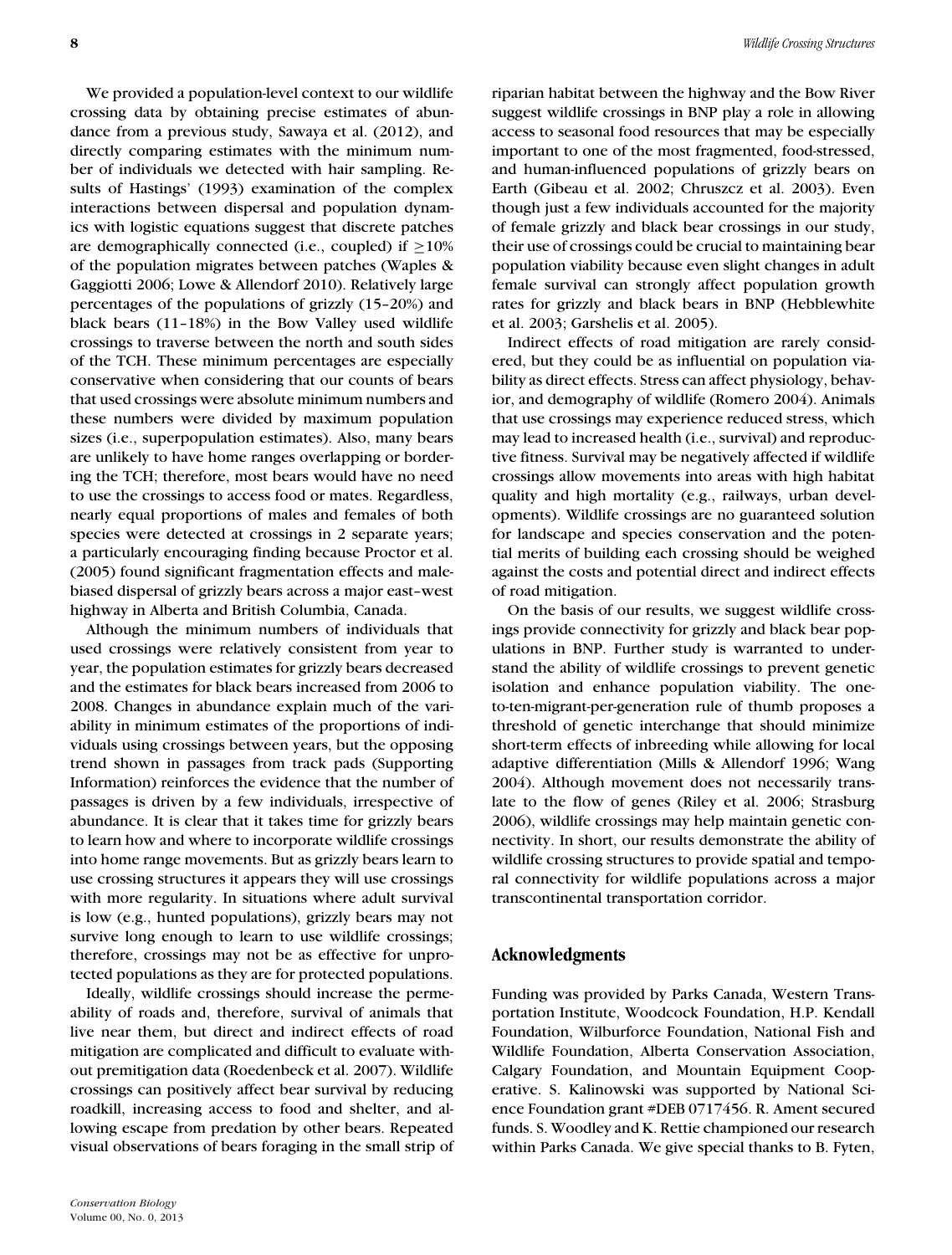We provided a population-level context to our wildlife crossing data by obtaining precise estimates of abundance from a previous study, Sawaya et al. (2012), and directly comparing estimates with the minimum number of individuals we detected with hair sampling. Results of Hastings' (1993) examination of the complex interactions between dispersal and population dynamics with logistic equations suggest that discrete patches are demographically connected (i.e., coupled) if $\geq$10% of the population migrates between patches (Waples & Gaggiotti 2006; Lowe & Allendorf 2010). Relatively large percentages of the populations of grizzly (15–20%) and black bears (11–18%) in the Bow Valley used wildlife crossings to traverse between the north and south sides of the TCH. These minimum percentages are especially conservative when considering that our counts of bears that used crossings were absolute minimum numbers and these numbers were divided by maximum population sizes (i.e., superpopulation estimates). Also, many bears are unlikely to have home ranges overlapping or bordering the TCH; therefore, most bears would have no need to use the crossings to access food or mates. Regardless, nearly equal proportions of males and females of both species were detected at crossings in 2 separate years; a particularly encouraging finding because Proctor et al. (2005) found significant fragmentation effects and male-biased dispersal of grizzly bears across a major east–west highway in Alberta and British Columbia, Canada.

Although the minimum numbers of individuals that used crossings were relatively consistent from year to year, the population estimates for grizzly bears decreased and the estimates for black bears increased from 2006 to 2008. Changes in abundance explain much of the variability in minimum estimates of the proportions of individuals using crossings between years, but the opposing trend shown in passages from track pads (Supporting Information) reinforces the evidence that the number of passages is driven by a few individuals, irrespective of abundance. It is clear that it takes time for grizzly bears to learn how and where to incorporate wildlife crossings into home range movements. But as grizzly bears learn to use crossing structures it appears they will use crossings with more regularity. In situations where adult survival is low (e.g., hunted populations), grizzly bears may not survive long enough to learn to use wildlife crossings; therefore, crossings may not be as effective for unprotected populations as they are for protected populations.

Ideally, wildlife crossings should increase the permeability of roads and, therefore, survival of animals that live near them, but direct and indirect effects of road mitigation are complicated and difficult to evaluate without premitigation data (Roedenbeck et al. 2007). Wildlife crossings can positively affect bear survival by reducing roadkill, increasing access to food and shelter, and allowing escape from predation by other bears. Repeated visual observations of bears foraging in the small strip of riparian habitat between the highway and the Bow River suggest wildlife crossings in BNP play a role in allowing access to seasonal food resources that may be especially important to one of the most fragmented, food-stressed, and human-influenced populations of grizzly bears on Earth (Gibeau et al. 2002; Chruszcz et al. 2003). Even though just a few individuals accounted for the majority of female grizzly and black bear crossings in our study, their use of crossings could be crucial to maintaining bear population viability because even slight changes in adult female survival can strongly affect population growth rates for grizzly and black bears in BNP (Hebblewhite et al. 2003; Garshelis et al. 2005).

Indirect effects of road mitigation are rarely considered, but they could be as influential on population viability as direct effects. Stress can affect physiology, behavior, and demography of wildlife (Romero 2004). Animals that use crossings may experience reduced stress, which may lead to increased health (i.e., survival) and reproductive fitness. Survival may be negatively affected if wildlife crossings allow movements into areas with high habitat quality and high mortality (e.g., railways, urban developments). Wildlife crossings are no guaranteed solution for landscape and species conservation and the potential merits of building each crossing should be weighed against the costs and potential direct and indirect effects of road mitigation.

On the basis of our results, we suggest wildlife crossings provide connectivity for grizzly and black bear populations in BNP. Further study is warranted to understand the ability of wildlife crossings to prevent genetic isolation and enhance population viability. The one-to-ten-migrant-per-generation rule of thumb proposes a threshold of genetic interchange that should minimize short-term effects of inbreeding while allowing for local adaptive differentiation (Mills & Allendorf 1996; Wang 2004). Although movement does not necessarily translate to the flow of genes (Riley et al. 2006; Strasburg 2006), wildlife crossings may help maintain genetic connectivity. In short, our results demonstrate the ability of wildlife crossing structures to provide spatial and temporal connectivity for wildlife populations across a major transcontinental transportation corridor.

## Acknowledgments

Funding was provided by Parks Canada, Western Transportation Institute, Woodcock Foundation, H.P. Kendall Foundation, Wilburforce Foundation, National Fish and Wildlife Foundation, Alberta Conservation Association, Calgary Foundation, and Mountain Equipment Cooperative. S. Kalinowski was supported by National Science Foundation grant #DEB 0717456. R. Ament secured funds. S. Woodley and K. Rettie championed our research within Parks Canada. We give special thanks to B. Fyten,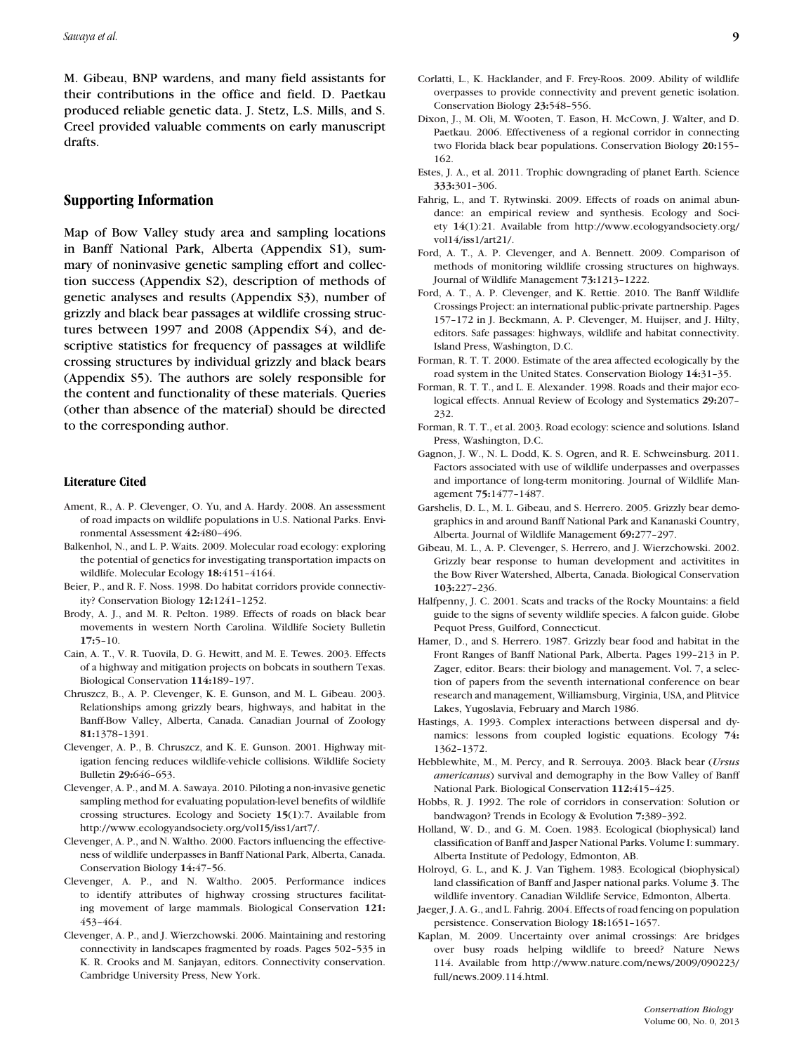M. Gibeau, BNP wardens, and many field assistants for their contributions in the office and field. D. Paetkau produced reliable genetic data. J. Stetz, L.S. Mills, and S. Creel provided valuable comments on early manuscript drafts.

## Supporting Information

Map of Bow Valley study area and sampling locations in Banff National Park, Alberta (Appendix S1), summary of noninvasive genetic sampling effort and collection success (Appendix S2), description of methods of genetic analyses and results (Appendix S3), number of grizzly and black bear passages at wildlife crossing structures between 1997 and 2008 (Appendix S4), and descriptive statistics for frequency of passages at wildlife crossing structures by individual grizzly and black bears (Appendix S5). The authors are solely responsible for the content and functionality of these materials. Queries (other than absence of the material) should be directed to the corresponding author.

### Literature Cited

Ament, R., A. P. Clevenger, O. Yu, and A. Hardy. 2008. An assessment of road impacts on wildlife populations in U.S. National Parks. Environmental Assessment **42:**480–496.

Balkenhol, N., and L. P. Waits. 2009. Molecular road ecology: exploring the potential of genetics for investigating transportation impacts on wildlife. Molecular Ecology **18:**4151–4164.

Beier, P., and R. F. Noss. 1998. Do habitat corridors provide connectivity? Conservation Biology **12:**1241–1252.

Brody, A. J., and M. R. Pelton. 1989. Effects of roads on black bear movements in western North Carolina. Wildlife Society Bulletin **17:**5–10.

Cain, A. T., V. R. Tuovila, D. G. Hewitt, and M. E. Tewes. 2003. Effects of a highway and mitigation projects on bobcats in southern Texas. Biological Conservation **114:**189–197.

Chruszcz, B., A. P. Clevenger, K. E. Gunson, and M. L. Gibeau. 2003. Relationships among grizzly bears, highways, and habitat in the Banff-Bow Valley, Alberta, Canada. Canadian Journal of Zoology **81:**1378–1391.

Clevenger, A. P., B. Chruszcz, and K. E. Gunson. 2001. Highway mitigation fencing reduces wildlife-vehicle collisions. Wildlife Society Bulletin **29:**646–653.

Clevenger, A. P., and M. A. Sawaya. 2010. Piloting a non-invasive genetic sampling method for evaluating population-level benefits of wildlife crossing structures. Ecology and Society **15**(1):7. Available from http://www.ecologyandsociety.org/vol15/iss1/art7/.

Clevenger, A. P., and N. Waltho. 2000. Factors influencing the effectiveness of wildlife underpasses in Banff National Park, Alberta, Canada. Conservation Biology **14:**47–56.

Clevenger, A. P., and N. Waltho. 2005. Performance indices to identify attributes of highway crossing structures facilitating movement of large mammals. Biological Conservation **121:** 453–464.

Clevenger, A. P., and J. Wierzchowski. 2006. Maintaining and restoring connectivity in landscapes fragmented by roads. Pages 502–535 in K. R. Crooks and M. Sanjayan, editors. Connectivity conservation. Cambridge University Press, New York.

Corlatti, L., K. Hacklander, and F. Frey-Roos. 2009. Ability of wildlife overpasses to provide connectivity and prevent genetic isolation. Conservation Biology **23:**548–556.

Dixon, J., M. Oli, M. Wooten, T. Eason, H. McCown, J. Walter, and D. Paetkau. 2006. Effectiveness of a regional corridor in connecting two Florida black bear populations. Conservation Biology **20:**155–162.

Estes, J. A., et al. 2011. Trophic downgrading of planet Earth. Science **333:**301–306.

Fahrig, L., and T. Rytwinski. 2009. Effects of roads on animal abundance: an empirical review and synthesis. Ecology and Society **14**(1):21. Available from http://www.ecologyandsociety.org/vol14/iss1/art21/.

Ford, A. T., A. P. Clevenger, and A. Bennett. 2009. Comparison of methods of monitoring wildlife crossing structures on highways. Journal of Wildlife Management **73:**1213–1222.

Ford, A. T., A. P. Clevenger, and K. Rettie. 2010. The Banff Wildlife Crossings Project: an international public-private partnership. Pages 157–172 in J. Beckmann, A. P. Clevenger, M. Huijser, and J. Hilty, editors. Safe passages: highways, wildlife and habitat connectivity. Island Press, Washington, D.C.

Forman, R. T. T. 2000. Estimate of the area affected ecologically by the road system in the United States. Conservation Biology **14:**31–35.

Forman, R. T. T., and L. E. Alexander. 1998. Roads and their major ecological effects. Annual Review of Ecology and Systematics **29:**207–232.

Forman, R. T. T., et al. 2003. Road ecology: science and solutions. Island Press, Washington, D.C.

Gagnon, J. W., N. L. Dodd, K. S. Ogren, and R. E. Schweinsburg. 2011. Factors associated with use of wildlife underpasses and overpasses and importance of long-term monitoring. Journal of Wildlife Management **75:**1477–1487.

Garshelis, D. L., M. L. Gibeau, and S. Herrero. 2005. Grizzly bear demographics in and around Banff National Park and Kananaski Country, Alberta. Journal of Wildlife Management **69:**277–297.

Gibeau, M. L., A. P. Clevenger, S. Herrero, and J. Wierzchowski. 2002. Grizzly bear response to human development and activitites in the Bow River Watershed, Alberta, Canada. Biological Conservation **103:**227–236.

Halfpenny, J. C. 2001. Scats and tracks of the Rocky Mountains: a field guide to the signs of seventy wildlife species. A falcon guide. Globe Pequot Press, Guilford, Connecticut.

Hamer, D., and S. Herrero. 1987. Grizzly bear food and habitat in the Front Ranges of Banff National Park, Alberta. Pages 199–213 in P. Zager, editor. Bears: their biology and management. Vol. 7, a selection of papers from the seventh international conference on bear research and management, Williamsburg, Virginia, USA, and Plitvice Lakes, Yugoslavia, February and March 1986.

Hastings, A. 1993. Complex interactions between dispersal and dynamics: lessons from coupled logistic equations. Ecology **74:** 1362–1372.

Hebblewhite, M., M. Percy, and R. Serrouya. 2003. Black bear (*Ursus americanus*) survival and demography in the Bow Valley of Banff National Park. Biological Conservation **112:**415–425.

Hobbs, R. J. 1992. The role of corridors in conservation: Solution or bandwagon? Trends in Ecology & Evolution **7:**389–392.

Holland, W. D., and G. M. Coen. 1983. Ecological (biophysical) land classification of Banff and Jasper National Parks. Volume I: summary. Alberta Institute of Pedology, Edmonton, AB.

Holroyd, G. L., and K. J. Van Tighem. 1983. Ecological (biophysical) land classification of Banff and Jasper national parks. Volume **3**. The wildlife inventory. Canadian Wildlife Service, Edmonton, Alberta.

Jaeger, J. A. G., and L. Fahrig. 2004. Effects of road fencing on population persistence. Conservation Biology **18:**1651–1657.

Kaplan, M. 2009. Uncertainty over animal crossings: Are bridges over busy roads helping wildlife to breed? Nature News 114. Available from http://www.nature.com/news/2009/090223/full/news.2009.114.html.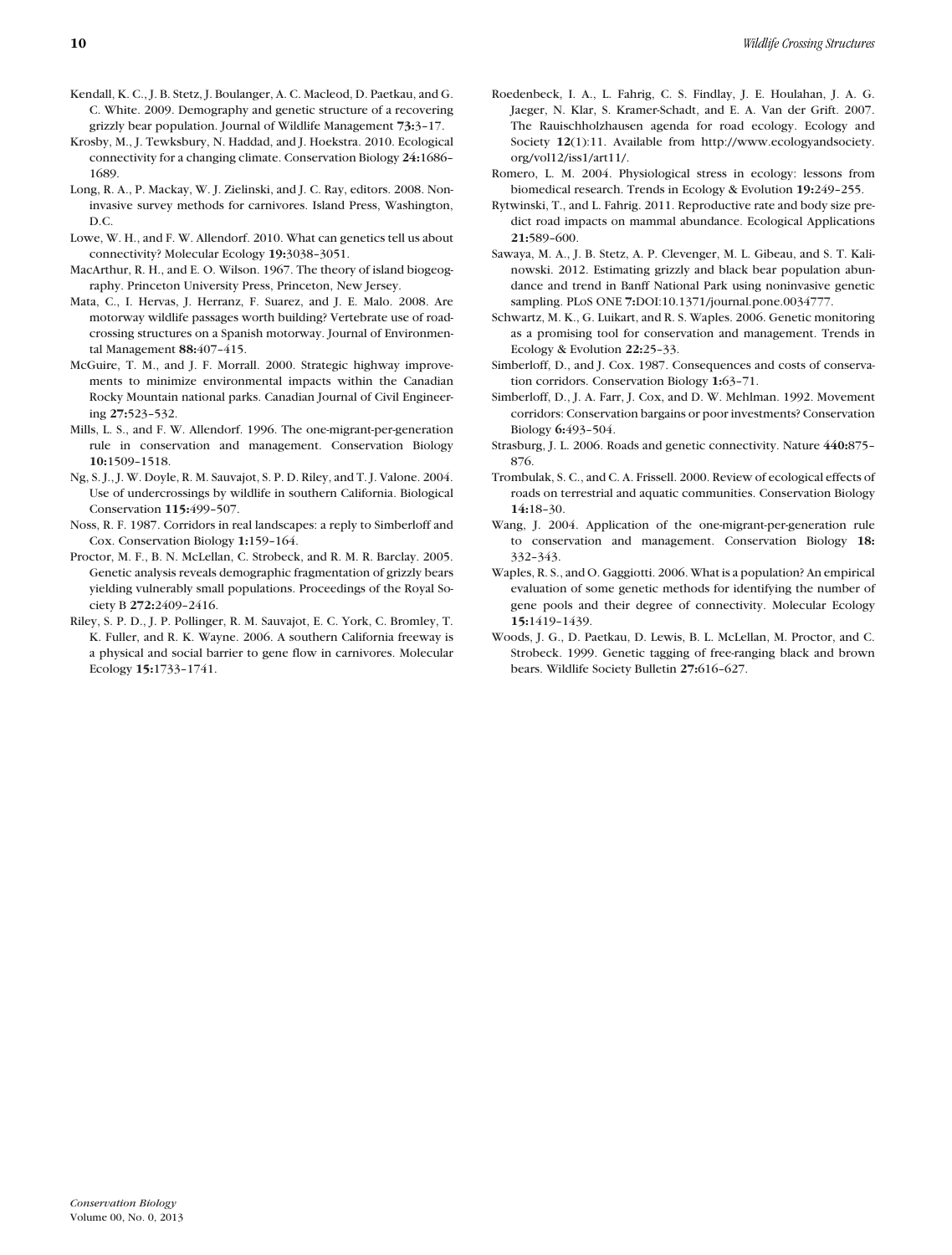Kendall, K. C., J. B. Stetz, J. Boulanger, A. C. Macleod, D. Paetkau, and G. C. White. 2009. Demography and genetic structure of a recovering grizzly bear population. Journal of Wildlife Management **73:**3–17.

Krosby, M., J. Tewksbury, N. Haddad, and J. Hoekstra. 2010. Ecological connectivity for a changing climate. Conservation Biology **24:**1686–1689.

Long, R. A., P. Mackay, W. J. Zielinski, and J. C. Ray, editors. 2008. Noninvasive survey methods for carnivores. Island Press, Washington, D.C.

Lowe, W. H., and F. W. Allendorf. 2010. What can genetics tell us about connectivity? Molecular Ecology **19:**3038–3051.

MacArthur, R. H., and E. O. Wilson. 1967. The theory of island biogeography. Princeton University Press, Princeton, New Jersey.

Mata, C., I. Hervas, J. Herranz, F. Suarez, and J. E. Malo. 2008. Are motorway wildlife passages worth building? Vertebrate use of road-crossing structures on a Spanish motorway. Journal of Environmental Management **88:**407–415.

McGuire, T. M., and J. F. Morrall. 2000. Strategic highway improvements to minimize environmental impacts within the Canadian Rocky Mountain national parks. Canadian Journal of Civil Engineering **27:**523–532.

Mills, L. S., and F. W. Allendorf. 1996. The one-migrant-per-generation rule in conservation and management. Conservation Biology **10:**1509–1518.

Ng, S. J., J. W. Doyle, R. M. Sauvajot, S. P. D. Riley, and T. J. Valone. 2004. Use of undercrossings by wildlife in southern California. Biological Conservation **115:**499–507.

Noss, R. F. 1987. Corridors in real landscapes: a reply to Simberloff and Cox. Conservation Biology **1:**159–164.

Proctor, M. F., B. N. McLellan, C. Strobeck, and R. M. R. Barclay. 2005. Genetic analysis reveals demographic fragmentation of grizzly bears yielding vulnerably small populations. Proceedings of the Royal Society B **272:**2409–2416.

Riley, S. P. D., J. P. Pollinger, R. M. Sauvajot, E. C. York, C. Bromley, T. K. Fuller, and R. K. Wayne. 2006. A southern California freeway is a physical and social barrier to gene flow in carnivores. Molecular Ecology **15:**1733–1741.

Roedenbeck, I. A., L. Fahrig, C. S. Findlay, J. E. Houlahan, J. A. G. Jaeger, N. Klar, S. Kramer-Schadt, and E. A. Van der Grift. 2007. The Rauischholzhausen agenda for road ecology. Ecology and Society **12**(1):11. Available from http://www.ecologyandsociety.org/vol12/iss1/art11/.

Romero, L. M. 2004. Physiological stress in ecology: lessons from biomedical research. Trends in Ecology & Evolution **19:**249–255.

Rytwinski, T., and L. Fahrig. 2011. Reproductive rate and body size predict road impacts on mammal abundance. Ecological Applications **21:**589–600.

Sawaya, M. A., J. B. Stetz, A. P. Clevenger, M. L. Gibeau, and S. T. Kalinowski. 2012. Estimating grizzly and black bear population abundance and trend in Banff National Park using noninvasive genetic sampling. PLoS ONE **7:**DOI:10.1371/journal.pone.0034777.

Schwartz, M. K., G. Luikart, and R. S. Waples. 2006. Genetic monitoring as a promising tool for conservation and management. Trends in Ecology & Evolution **22:**25–33.

Simberloff, D., and J. Cox. 1987. Consequences and costs of conservation corridors. Conservation Biology **1:**63–71.

Simberloff, D., J. A. Farr, J. Cox, and D. W. Mehlman. 1992. Movement corridors: Conservation bargains or poor investments? Conservation Biology **6:**493–504.

Strasburg, J. L. 2006. Roads and genetic connectivity. Nature **440:**875–876.

Trombulak, S. C., and C. A. Frissell. 2000. Review of ecological effects of roads on terrestrial and aquatic communities. Conservation Biology **14:**18–30.

Wang, J. 2004. Application of the one-migrant-per-generation rule to conservation and management. Conservation Biology **18:** 332–343.

Waples, R. S., and O. Gaggiotti. 2006. What is a population? An empirical evaluation of some genetic methods for identifying the number of gene pools and their degree of connectivity. Molecular Ecology **15:**1419–1439.

Woods, J. G., D. Paetkau, D. Lewis, B. L. McLellan, M. Proctor, and C. Strobeck. 1999. Genetic tagging of free-ranging black and brown bears. Wildlife Society Bulletin **27:**616–627.